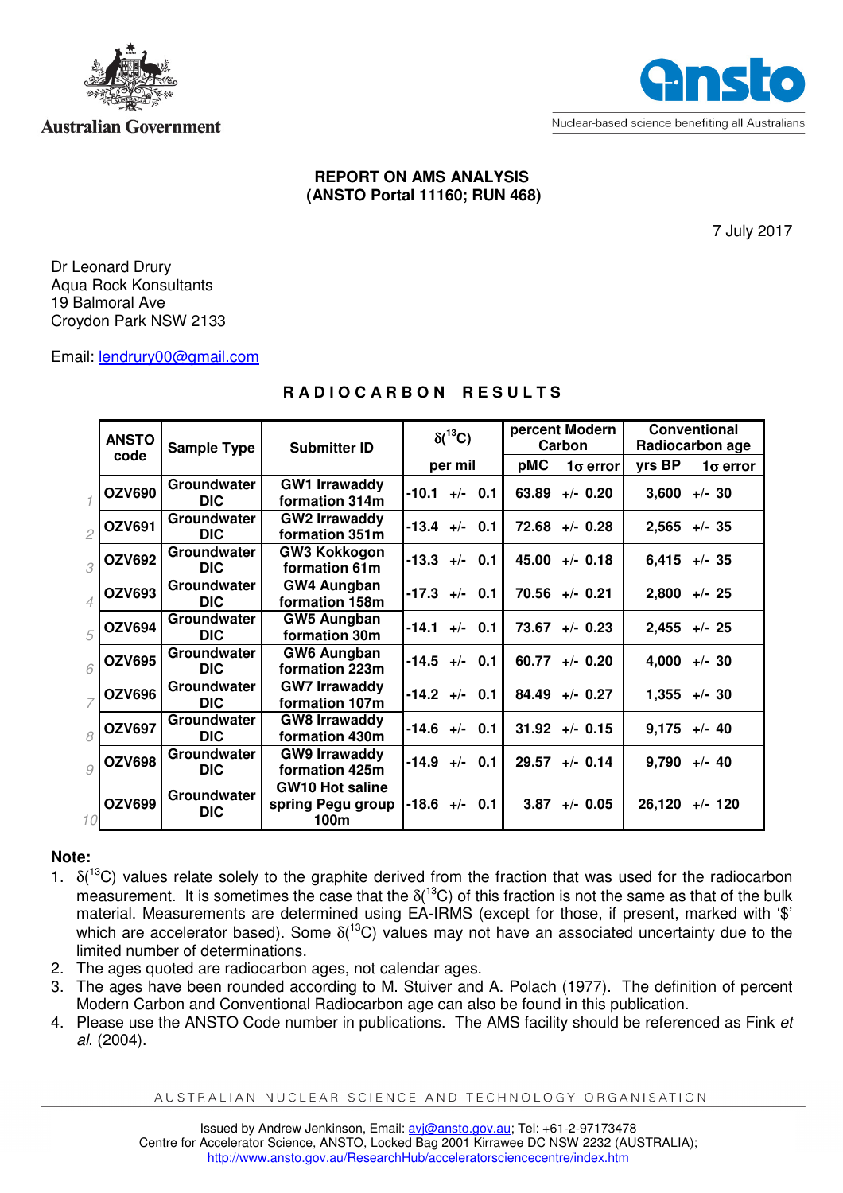Australian Government

ansto

Nuclear-based science benefiting all Australians

**REPORT ON AMS ANALYSIS**
**(ANSTO Portal 11160; RUN 468)**

7 July 2017

Dr Leonard Drury
Aqua Rock Konsultants
19 Balmoral Ave
Croydon Park NSW 2133

Email: lendrury00@gmail.com

## RADIOCARBON RESULTS

| | ANSTO code | Sample Type | Submitter ID | $\delta(^{13}C)$ per mil | percent Modern Carbon pMC | 1σ error | Conventional Radiocarbon age yrs BP | 1σ error |
|---|---|---|---|---|---|---|---|---|
| 1 | OZV690 | Groundwater DIC | GW1 Irrawaddy formation 314m | -10.1 +/- 0.1 | 63.89 | +/- 0.20 | 3,600 | +/- 30 |
| 2 | OZV691 | Groundwater DIC | GW2 Irrawaddy formation 351m | -13.4 +/- 0.1 | 72.68 | +/- 0.28 | 2,565 | +/- 35 |
| 3 | OZV692 | Groundwater DIC | GW3 Kokkogon formation 61m | -13.3 +/- 0.1 | 45.00 | +/- 0.18 | 6,415 | +/- 35 |
| 4 | OZV693 | Groundwater DIC | GW4 Aungban formation 158m | -17.3 +/- 0.1 | 70.56 | +/- 0.21 | 2,800 | +/- 25 |
| 5 | OZV694 | Groundwater DIC | GW5 Aungban formation 30m | -14.1 +/- 0.1 | 73.67 | +/- 0.23 | 2,455 | +/- 25 |
| 6 | OZV695 | Groundwater DIC | GW6 Aungban formation 223m | -14.5 +/- 0.1 | 60.77 | +/- 0.20 | 4,000 | +/- 30 |
| 7 | OZV696 | Groundwater DIC | GW7 Irrawaddy formation 107m | -14.2 +/- 0.1 | 84.49 | +/- 0.27 | 1,355 | +/- 30 |
| 8 | OZV697 | Groundwater DIC | GW8 Irrawaddy formation 430m | -14.6 +/- 0.1 | 31.92 | +/- 0.15 | 9,175 | +/- 40 |
| 9 | OZV698 | Groundwater DIC | GW9 Irrawaddy formation 425m | -14.9 +/- 0.1 | 29.57 | +/- 0.14 | 9,790 | +/- 40 |
| 10 | OZV699 | Groundwater DIC | GW10 Hot saline spring Pegu group 100m | -18.6 +/- 0.1 | 3.87 | +/- 0.05 | 26,120 | +/- 120 |

**Note:**

1. $\delta(^{13}C)$ values relate solely to the graphite derived from the fraction that was used for the radiocarbon measurement. It is sometimes the case that the $\delta(^{13}C)$ of this fraction is not the same as that of the bulk material. Measurements are determined using EA-IRMS (except for those, if present, marked with '$' which are accelerator based). Some $\delta(^{13}C)$ values may not have an associated uncertainty due to the limited number of determinations.
2. The ages quoted are radiocarbon ages, not calendar ages.
3. The ages have been rounded according to M. Stuiver and A. Polach (1977). The definition of percent Modern Carbon and Conventional Radiocarbon age can also be found in this publication.
4. Please use the ANSTO Code number in publications. The AMS facility should be referenced as Fink *et al.* (2004).

AUSTRALIAN NUCLEAR SCIENCE AND TECHNOLOGY ORGANISATION

Issued by Andrew Jenkinson, Email: avj@ansto.gov.au; Tel: +61-2-97173478
Centre for Accelerator Science, ANSTO, Locked Bag 2001 Kirrawee DC NSW 2232 (AUSTRALIA);
http://www.ansto.gov.au/ResearchHub/acceleratorsciencecentre/index.htm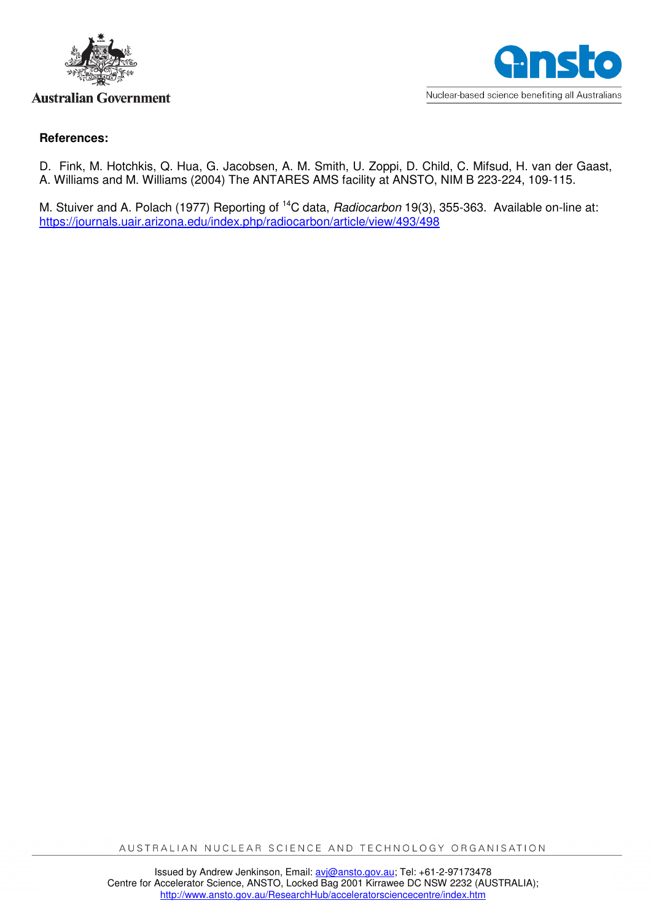**References:**

D. Fink, M. Hotchkis, Q. Hua, G. Jacobsen, A. M. Smith, U. Zoppi, D. Child, C. Mifsud, H. van der Gaast, A. Williams and M. Williams (2004) The ANTARES AMS facility at ANSTO, NIM B 223-224, 109-115.

M. Stuiver and A. Polach (1977) Reporting of $^{14}C$ data, *Radiocarbon* 19(3), 355-363. Available on-line at: https://journals.uair.arizona.edu/index.php/radiocarbon/article/view/493/498

AUSTRALIAN NUCLEAR SCIENCE AND TECHNOLOGY ORGANISATION

Issued by Andrew Jenkinson, Email: avj@ansto.gov.au; Tel: +61-2-97173478
Centre for Accelerator Science, ANSTO, Locked Bag 2001 Kirrawee DC NSW 2232 (AUSTRALIA);
http://www.ansto.gov.au/ResearchHub/acceleratorsciencecentre/index.htm